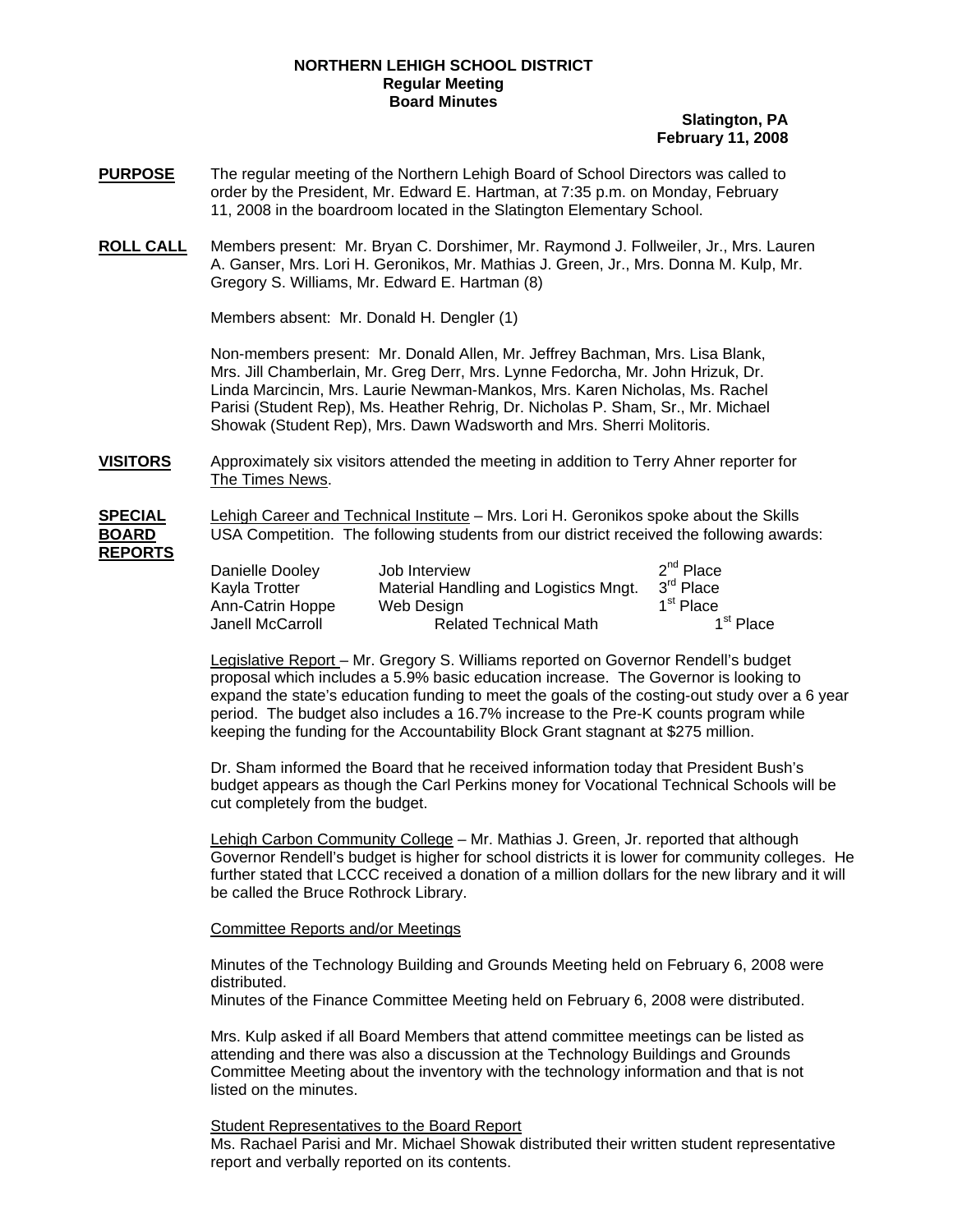**NORTHERN LEHIGH SCHOOL DISTRICT**
**Regular Meeting**
**Board Minutes**

**Slatington, PA**
**February 11, 2008**

**PURPOSE** The regular meeting of the Northern Lehigh Board of School Directors was called to order by the President, Mr. Edward E. Hartman, at 7:35 p.m. on Monday, February 11, 2008 in the boardroom located in the Slatington Elementary School.

**ROLL CALL** Members present: Mr. Bryan C. Dorshimer, Mr. Raymond J. Follweiler, Jr., Mrs. Lauren A. Ganser, Mrs. Lori H. Geronikos, Mr. Mathias J. Green, Jr., Mrs. Donna M. Kulp, Mr. Gregory S. Williams, Mr. Edward E. Hartman (8)

Members absent: Mr. Donald H. Dengler (1)

Non-members present: Mr. Donald Allen, Mr. Jeffrey Bachman, Mrs. Lisa Blank, Mrs. Jill Chamberlain, Mr. Greg Derr, Mrs. Lynne Fedorcha, Mr. John Hrizuk, Dr. Linda Marcincin, Mrs. Laurie Newman-Mankos, Mrs. Karen Nicholas, Ms. Rachel Parisi (Student Rep), Ms. Heather Rehrig, Dr. Nicholas P. Sham, Sr., Mr. Michael Showak (Student Rep), Mrs. Dawn Wadsworth and Mrs. Sherri Molitoris.

**VISITORS** Approximately six visitors attended the meeting in addition to Terry Ahner reporter for The Times News.

**SPECIAL BOARD REPORTS** Lehigh Career and Technical Institute – Mrs. Lori H. Geronikos spoke about the Skills USA Competition. The following students from our district received the following awards:

| | | |
|---|---|---|
| Danielle Dooley | Job Interview | 2nd Place |
| Kayla Trotter | Material Handling and Logistics Mngt. | 3rd Place |
| Ann-Catrin Hoppe | Web Design | 1st Place |
| Janell McCarroll | Related Technical Math | 1st Place |

Legislative Report – Mr. Gregory S. Williams reported on Governor Rendell's budget proposal which includes a 5.9% basic education increase. The Governor is looking to expand the state's education funding to meet the goals of the costing-out study over a 6 year period. The budget also includes a 16.7% increase to the Pre-K counts program while keeping the funding for the Accountability Block Grant stagnant at $275 million.

Dr. Sham informed the Board that he received information today that President Bush's budget appears as though the Carl Perkins money for Vocational Technical Schools will be cut completely from the budget.

Lehigh Carbon Community College – Mr. Mathias J. Green, Jr. reported that although Governor Rendell's budget is higher for school districts it is lower for community colleges. He further stated that LCCC received a donation of a million dollars for the new library and it will be called the Bruce Rothrock Library.

Committee Reports and/or Meetings

Minutes of the Technology Building and Grounds Meeting held on February 6, 2008 were distributed.
Minutes of the Finance Committee Meeting held on February 6, 2008 were distributed.

Mrs. Kulp asked if all Board Members that attend committee meetings can be listed as attending and there was also a discussion at the Technology Buildings and Grounds Committee Meeting about the inventory with the technology information and that is not listed on the minutes.

Student Representatives to the Board Report
Ms. Rachael Parisi and Mr. Michael Showak distributed their written student representative report and verbally reported on its contents.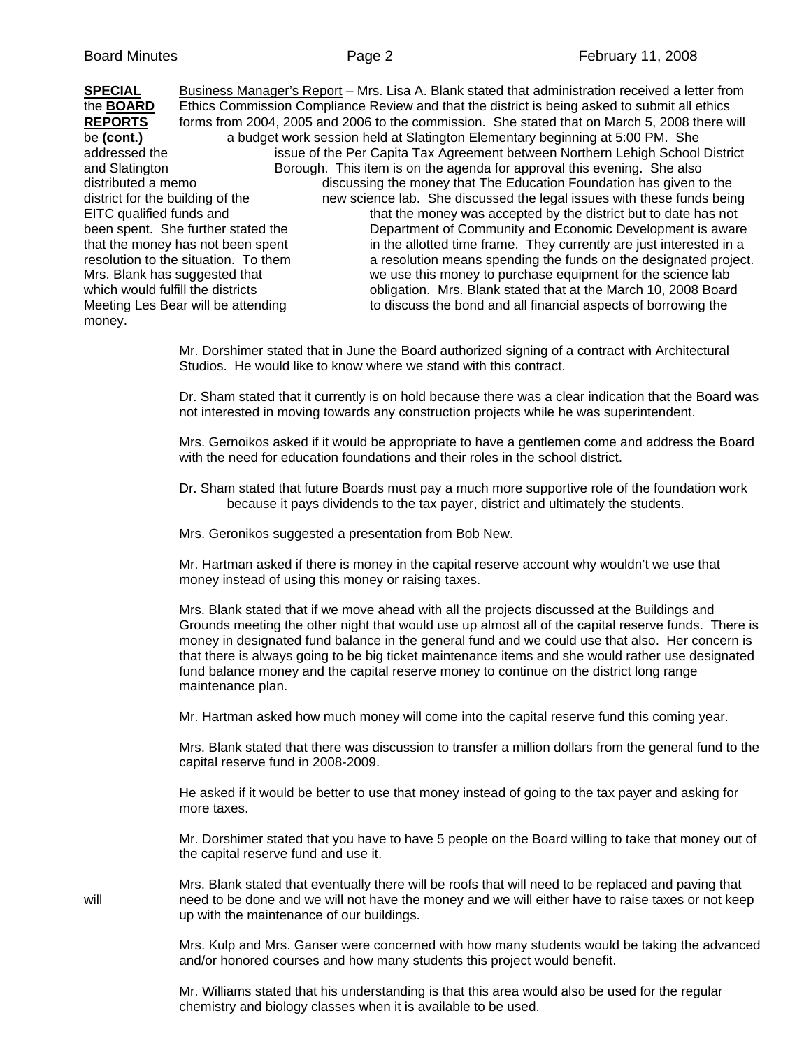**SPECIAL the BOARD REPORTS (cont.)**

Business Manager's Report – Mrs. Lisa A. Blank stated that administration received a letter from Ethics Commission Compliance Review and that the district is being asked to submit all ethics forms from 2004, 2005 and 2006 to the commission. She stated that on March 5, 2008 there will be a budget work session held at Slatington Elementary beginning at 5:00 PM. She addressed the issue of the Per Capita Tax Agreement between Northern Lehigh School District and Slatington Borough. This item is on the agenda for approval this evening. She also distributed a memo discussing the money that The Education Foundation has given to the district for the building of the new science lab. She discussed the legal issues with these funds being EITC qualified funds and that the money was accepted by the district but to date has not been spent. She further stated the Department of Community and Economic Development is aware that the money has not been spent in the allotted time frame. They currently are just interested in a resolution to the situation. To them a resolution means spending the funds on the designated project. Mrs. Blank has suggested that we use this money to purchase equipment for the science lab which would fulfill the districts obligation. Mrs. Blank stated that at the March 10, 2008 Board Meeting Les Bear will be attending to discuss the bond and all financial aspects of borrowing the money.

Mr. Dorshimer stated that in June the Board authorized signing of a contract with Architectural Studios. He would like to know where we stand with this contract.

Dr. Sham stated that it currently is on hold because there was a clear indication that the Board was not interested in moving towards any construction projects while he was superintendent.

Mrs. Gernoikos asked if it would be appropriate to have a gentlemen come and address the Board with the need for education foundations and their roles in the school district.

Dr. Sham stated that future Boards must pay a much more supportive role of the foundation work because it pays dividends to the tax payer, district and ultimately the students.

Mrs. Geronikos suggested a presentation from Bob New.

Mr. Hartman asked if there is money in the capital reserve account why wouldn't we use that money instead of using this money or raising taxes.

Mrs. Blank stated that if we move ahead with all the projects discussed at the Buildings and Grounds meeting the other night that would use up almost all of the capital reserve funds. There is money in designated fund balance in the general fund and we could use that also. Her concern is that there is always going to be big ticket maintenance items and she would rather use designated fund balance money and the capital reserve money to continue on the district long range maintenance plan.

Mr. Hartman asked how much money will come into the capital reserve fund this coming year.

Mrs. Blank stated that there was discussion to transfer a million dollars from the general fund to the capital reserve fund in 2008-2009.

He asked if it would be better to use that money instead of going to the tax payer and asking for more taxes.

Mr. Dorshimer stated that you have to have 5 people on the Board willing to take that money out of the capital reserve fund and use it.

Mrs. Blank stated that eventually there will be roofs that will need to be replaced and paving that will need to be done and we will not have the money and we will either have to raise taxes or not keep up with the maintenance of our buildings.

Mrs. Kulp and Mrs. Ganser were concerned with how many students would be taking the advanced and/or honored courses and how many students this project would benefit.

Mr. Williams stated that his understanding is that this area would also be used for the regular chemistry and biology classes when it is available to be used.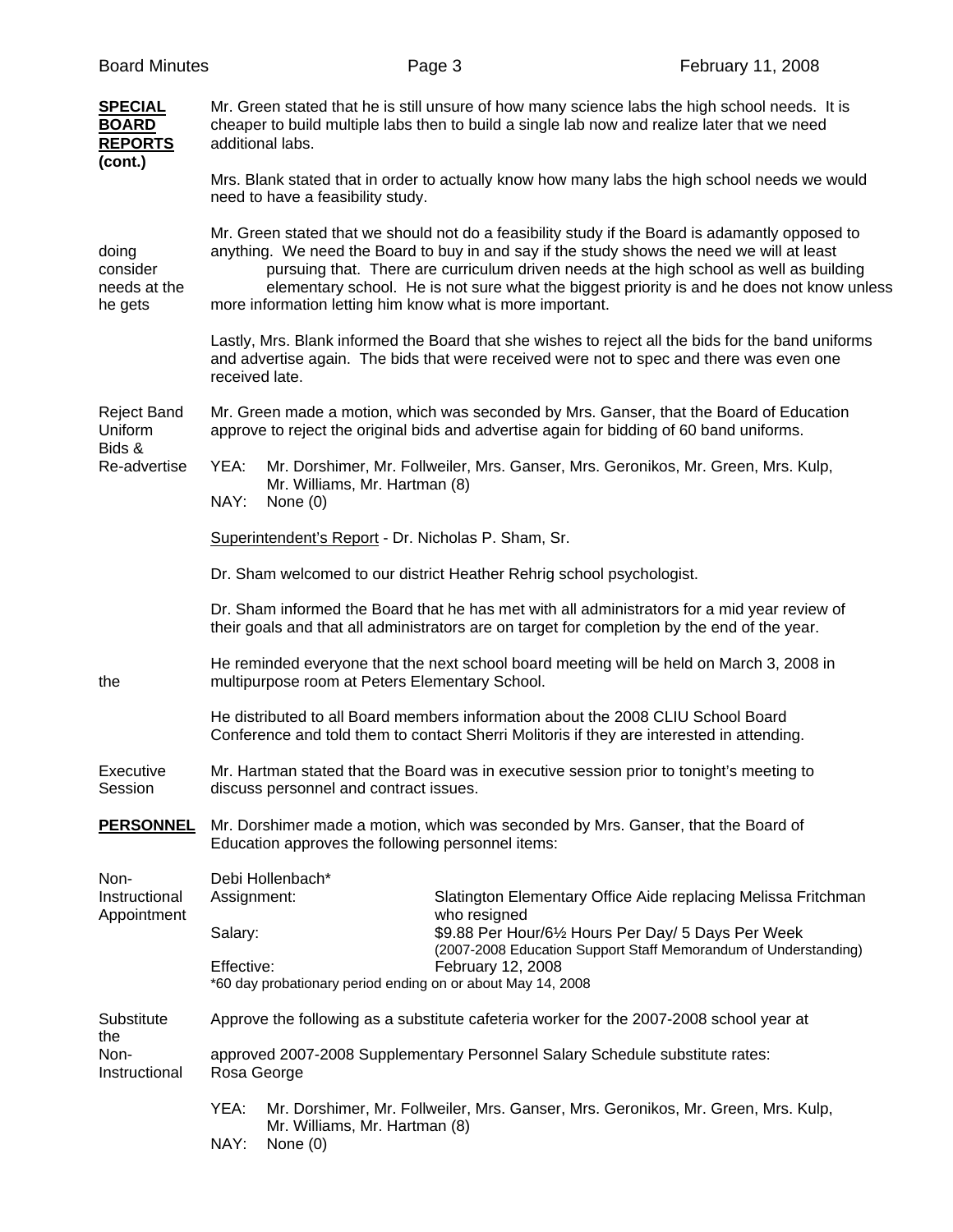**SPECIAL BOARD REPORTS (cont.)**

Mr. Green stated that he is still unsure of how many science labs the high school needs. It is cheaper to build multiple labs then to build a single lab now and realize later that we need additional labs.

Mrs. Blank stated that in order to actually know how many labs the high school needs we would need to have a feasibility study.

Mr. Green stated that we should not do a feasibility study if the Board is adamantly opposed to doing anything. We need the Board to buy in and say if the study shows the need we will at least consider pursuing that. There are curriculum driven needs at the high school as well as building needs at the elementary school. He is not sure what the biggest priority is and he does not know unless he gets more information letting him know what is more important.

Lastly, Mrs. Blank informed the Board that she wishes to reject all the bids for the band uniforms and advertise again. The bids that were received were not to spec and there was even one received late.

**Reject Band Uniform Bids & Re-advertise**

Mr. Green made a motion, which was seconded by Mrs. Ganser, that the Board of Education approve to reject the original bids and advertise again for bidding of 60 band uniforms.

YEA: Mr. Dorshimer, Mr. Follweiler, Mrs. Ganser, Mrs. Geronikos, Mr. Green, Mrs. Kulp, Mr. Williams, Mr. Hartman (8)
NAY: None (0)

Superintendent's Report - Dr. Nicholas P. Sham, Sr.

Dr. Sham welcomed to our district Heather Rehrig school psychologist.

Dr. Sham informed the Board that he has met with all administrators for a mid year review of their goals and that all administrators are on target for completion by the end of the year.

He reminded everyone that the next school board meeting will be held on March 3, 2008 in the multipurpose room at Peters Elementary School.

He distributed to all Board members information about the 2008 CLIU School Board Conference and told them to contact Sherri Molitoris if they are interested in attending.

**Executive Session**

Mr. Hartman stated that the Board was in executive session prior to tonight's meeting to discuss personnel and contract issues.

**PERSONNEL**

Mr. Dorshimer made a motion, which was seconded by Mrs. Ganser, that the Board of Education approves the following personnel items:

**Non-Instructional Appointment**

Debi Hollenbach*

| | |
|---|---|
| Assignment: | Slatington Elementary Office Aide replacing Melissa Fritchman who resigned |
| Salary: | $9.88 Per Hour/6½ Hours Per Day/ 5 Days Per Week (2007-2008 Education Support Staff Memorandum of Understanding) |
| Effective: | February 12, 2008 |

*60 day probationary period ending on or about May 14, 2008

**Substitute Non-Instructional**

Approve the following as a substitute cafeteria worker for the 2007-2008 school year at the approved 2007-2008 Supplementary Personnel Salary Schedule substitute rates:
Rosa George

YEA: Mr. Dorshimer, Mr. Follweiler, Mrs. Ganser, Mrs. Geronikos, Mr. Green, Mrs. Kulp, Mr. Williams, Mr. Hartman (8)
NAY: None (0)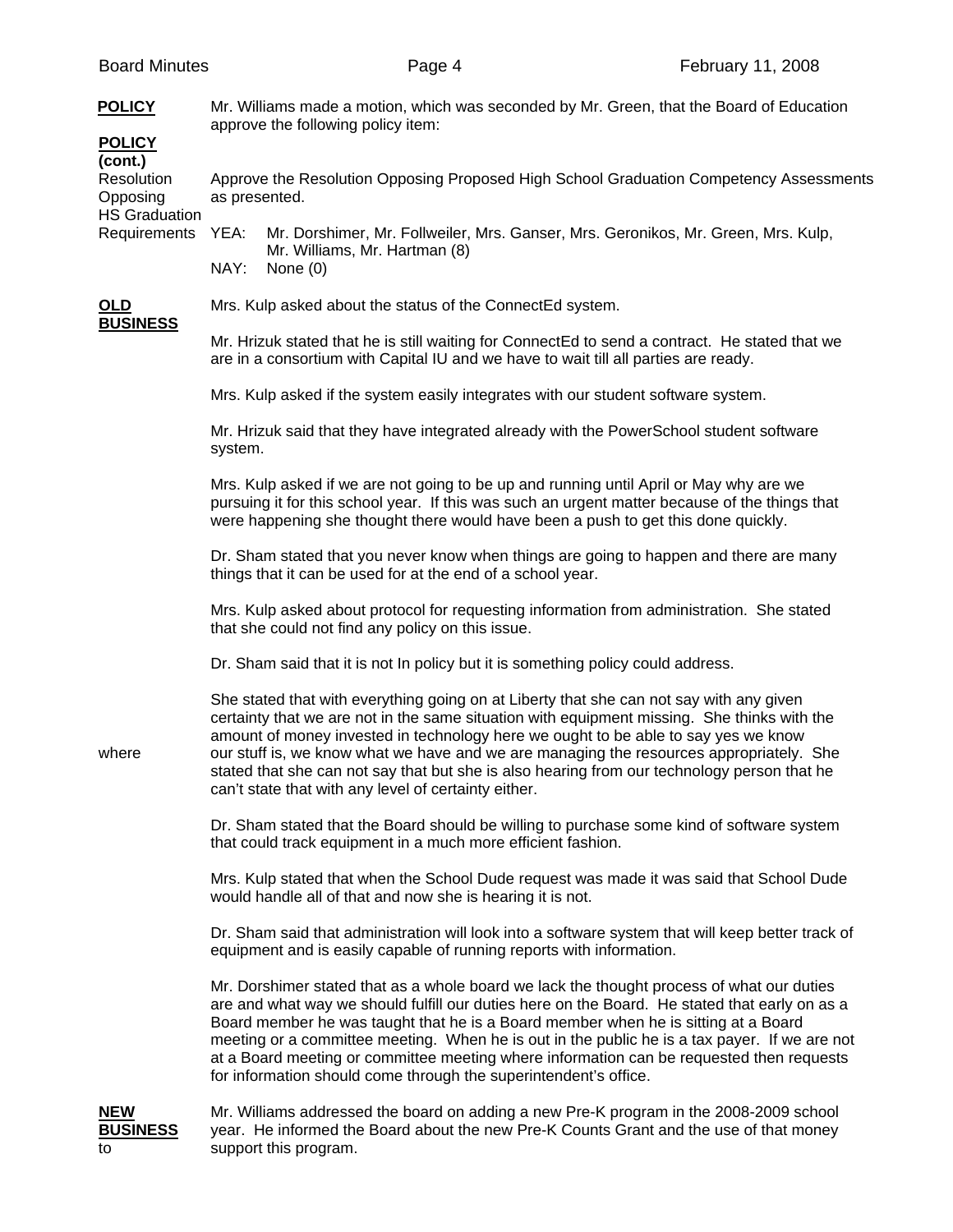**POLICY** Mr. Williams made a motion, which was seconded by Mr. Green, that the Board of Education approve the following policy item:

**POLICY (cont.)**

Resolution Opposing HS Graduation Requirements

Approve the Resolution Opposing Proposed High School Graduation Competency Assessments as presented.

YEA: Mr. Dorshimer, Mr. Follweiler, Mrs. Ganser, Mrs. Geronikos, Mr. Green, Mrs. Kulp, Mr. Williams, Mr. Hartman (8)
NAY: None (0)

**OLD BUSINESS**

Mrs. Kulp asked about the status of the ConnectEd system.

Mr. Hrizuk stated that he is still waiting for ConnectEd to send a contract. He stated that we are in a consortium with Capital IU and we have to wait till all parties are ready.

Mrs. Kulp asked if the system easily integrates with our student software system.

Mr. Hrizuk said that they have integrated already with the PowerSchool student software system.

Mrs. Kulp asked if we are not going to be up and running until April or May why are we pursuing it for this school year. If this was such an urgent matter because of the things that were happening she thought there would have been a push to get this done quickly.

Dr. Sham stated that you never know when things are going to happen and there are many things that it can be used for at the end of a school year.

Mrs. Kulp asked about protocol for requesting information from administration. She stated that she could not find any policy on this issue.

Dr. Sham said that it is not In policy but it is something policy could address.

She stated that with everything going on at Liberty that she can not say with any given certainty that we are not in the same situation with equipment missing. She thinks with the amount of money invested in technology here we ought to be able to say yes we know where our stuff is, we know what we have and we are managing the resources appropriately. She stated that she can not say that but she is also hearing from our technology person that he can't state that with any level of certainty either.

Dr. Sham stated that the Board should be willing to purchase some kind of software system that could track equipment in a much more efficient fashion.

Mrs. Kulp stated that when the School Dude request was made it was said that School Dude would handle all of that and now she is hearing it is not.

Dr. Sham said that administration will look into a software system that will keep better track of equipment and is easily capable of running reports with information.

Mr. Dorshimer stated that as a whole board we lack the thought process of what our duties are and what way we should fulfill our duties here on the Board. He stated that early on as a Board member he was taught that he is a Board member when he is sitting at a Board meeting or a committee meeting. When he is out in the public he is a tax payer. If we are not at a Board meeting or committee meeting where information can be requested then requests for information should come through the superintendent's office.

**NEW BUSINESS**

Mr. Williams addressed the board on adding a new Pre-K program in the 2008-2009 school year. He informed the Board about the new Pre-K Counts Grant and the use of that money to support this program.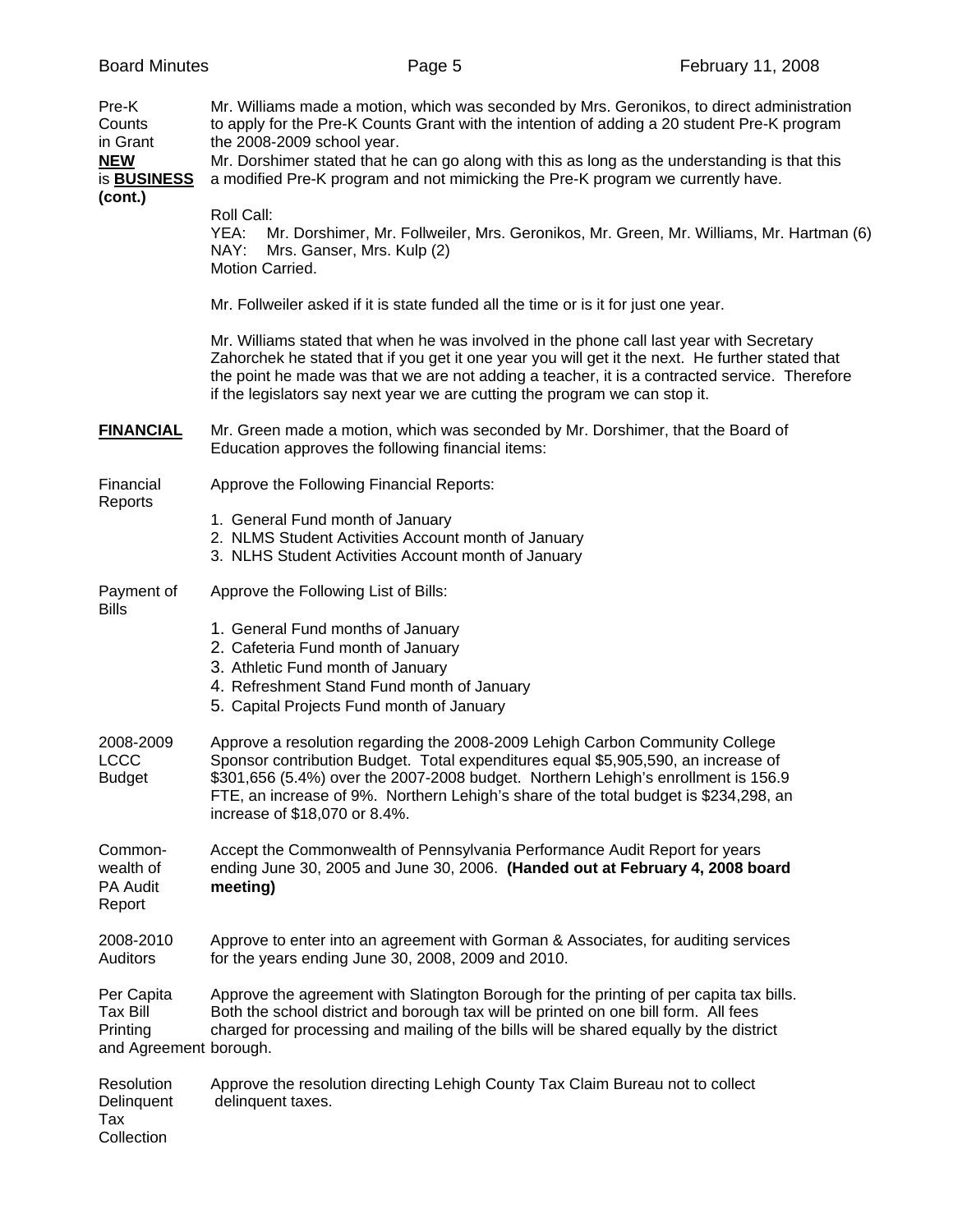**Pre-K Counts in Grant**

**NEW BUSINESS (cont.)**

Mr. Williams made a motion, which was seconded by Mrs. Geronikos, to direct administration to apply for the Pre-K Counts Grant with the intention of adding a 20 student Pre-K program the 2008-2009 school year.

Mr. Dorshimer stated that he can go along with this as long as the understanding is that this is a modified Pre-K program and not mimicking the Pre-K program we currently have.

Roll Call:
YEA: Mr. Dorshimer, Mr. Follweiler, Mrs. Geronikos, Mr. Green, Mr. Williams, Mr. Hartman (6)
NAY: Mrs. Ganser, Mrs. Kulp (2)
Motion Carried.

Mr. Follweiler asked if it is state funded all the time or is it for just one year.

Mr. Williams stated that when he was involved in the phone call last year with Secretary Zahorchek he stated that if you get it one year you will get it the next. He further stated that the point he made was that we are not adding a teacher, it is a contracted service. Therefore if the legislators say next year we are cutting the program we can stop it.

**FINANCIAL**

Mr. Green made a motion, which was seconded by Mr. Dorshimer, that the Board of Education approves the following financial items:

**Financial Reports**

Approve the Following Financial Reports:

1. General Fund month of January
2. NLMS Student Activities Account month of January
3. NLHS Student Activities Account month of January

**Payment of Bills**

Approve the Following List of Bills:

1. General Fund months of January
2. Cafeteria Fund month of January
3. Athletic Fund month of January
4. Refreshment Stand Fund month of January
5. Capital Projects Fund month of January

**2008-2009 LCCC Budget**

Approve a resolution regarding the 2008-2009 Lehigh Carbon Community College Sponsor contribution Budget. Total expenditures equal $5,905,590, an increase of $301,656 (5.4%) over the 2007-2008 budget. Northern Lehigh's enrollment is 156.9 FTE, an increase of 9%. Northern Lehigh's share of the total budget is $234,298, an increase of $18,070 or 8.4%.

**Commonwealth of PA Audit Report**

Accept the Commonwealth of Pennsylvania Performance Audit Report for years ending June 30, 2005 and June 30, 2006. **(Handed out at February 4, 2008 board meeting)**

**2008-2010 Auditors**

Approve to enter into an agreement with Gorman & Associates, for auditing services for the years ending June 30, 2008, 2009 and 2010.

**Per Capita Tax Bill Printing and Agreement**

Approve the agreement with Slatington Borough for the printing of per capita tax bills. Both the school district and borough tax will be printed on one bill form. All fees charged for processing and mailing of the bills will be shared equally by the district borough.

**Resolution Delinquent Tax Collection**

Approve the resolution directing Lehigh County Tax Claim Bureau not to collect delinquent taxes.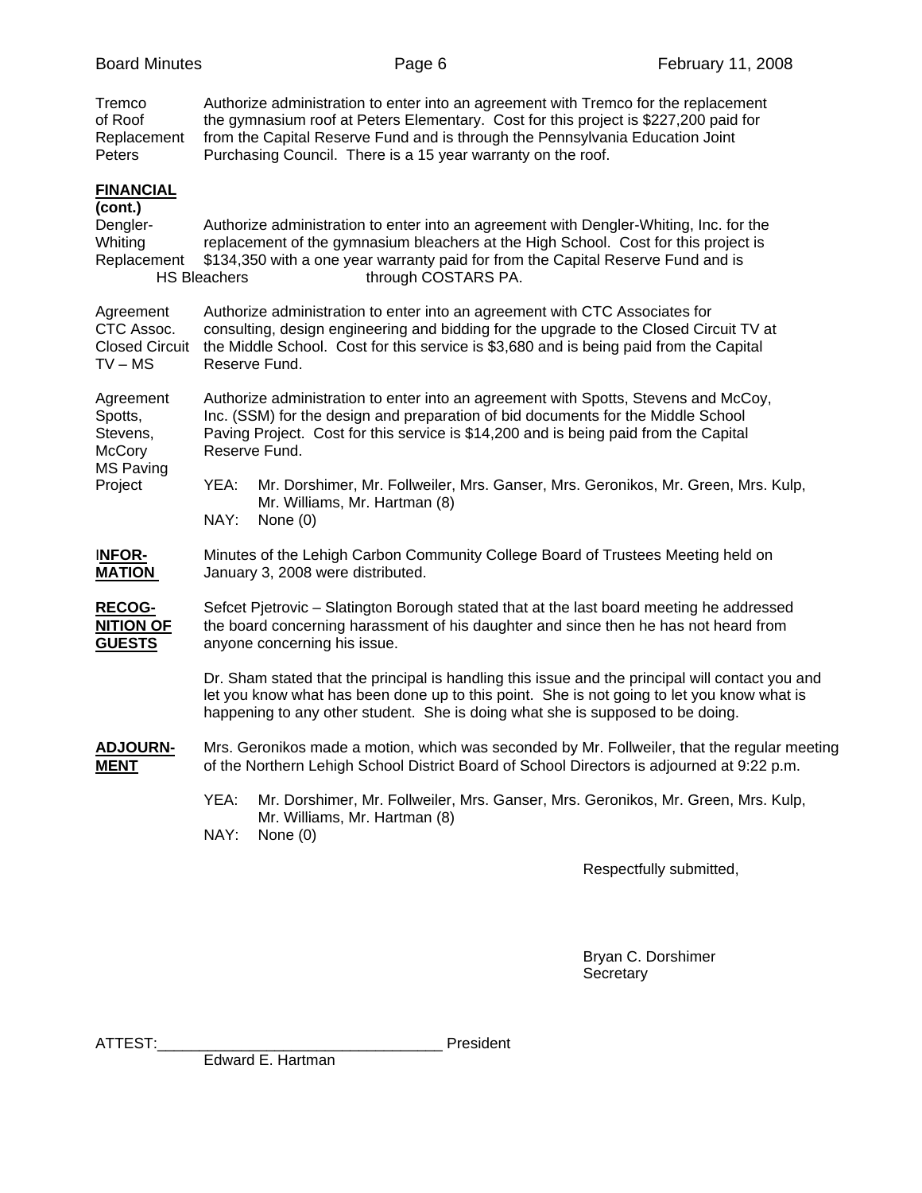Tremco of Roof Replacement Peters — Authorize administration to enter into an agreement with Tremco for the replacement the gymnasium roof at Peters Elementary. Cost for this project is $227,200 paid for from the Capital Reserve Fund and is through the Pennsylvania Education Joint Purchasing Council. There is a 15 year warranty on the roof.

**FINANCIAL (cont.)**

Dengler-Whiting Replacement HS Bleachers — Authorize administration to enter into an agreement with Dengler-Whiting, Inc. for the replacement of the gymnasium bleachers at the High School. Cost for this project is $134,350 with a one year warranty paid for from the Capital Reserve Fund and is through COSTARS PA.

Agreement CTC Assoc. Closed Circuit TV – MS — Authorize administration to enter into an agreement with CTC Associates for consulting, design engineering and bidding for the upgrade to the Closed Circuit TV at the Middle School. Cost for this service is $3,680 and is being paid from the Capital Reserve Fund.

Agreement Spotts, Stevens, McCory MS Paving Project — Authorize administration to enter into an agreement with Spotts, Stevens and McCoy, Inc. (SSM) for the design and preparation of bid documents for the Middle School Paving Project. Cost for this service is $14,200 and is being paid from the Capital Reserve Fund.

YEA: Mr. Dorshimer, Mr. Follweiler, Mrs. Ganser, Mrs. Geronikos, Mr. Green, Mrs. Kulp, Mr. Williams, Mr. Hartman (8)
NAY: None (0)

**INFOR-MATION** — Minutes of the Lehigh Carbon Community College Board of Trustees Meeting held on January 3, 2008 were distributed.

**RECOG-NITION OF GUESTS** — Sefcet Pjetrovic – Slatington Borough stated that at the last board meeting he addressed the board concerning harassment of his daughter and since then he has not heard from anyone concerning his issue.

Dr. Sham stated that the principal is handling this issue and the principal will contact you and let you know what has been done up to this point. She is not going to let you know what is happening to any other student. She is doing what she is supposed to be doing.

**ADJOURN-MENT** — Mrs. Geronikos made a motion, which was seconded by Mr. Follweiler, that the regular meeting of the Northern Lehigh School District Board of School Directors is adjourned at 9:22 p.m.

YEA: Mr. Dorshimer, Mr. Follweiler, Mrs. Ganser, Mrs. Geronikos, Mr. Green, Mrs. Kulp, Mr. Williams, Mr. Hartman (8)
NAY: None (0)

Respectfully submitted,

Bryan C. Dorshimer
Secretary

ATTEST:_________________________________ President
Edward E. Hartman